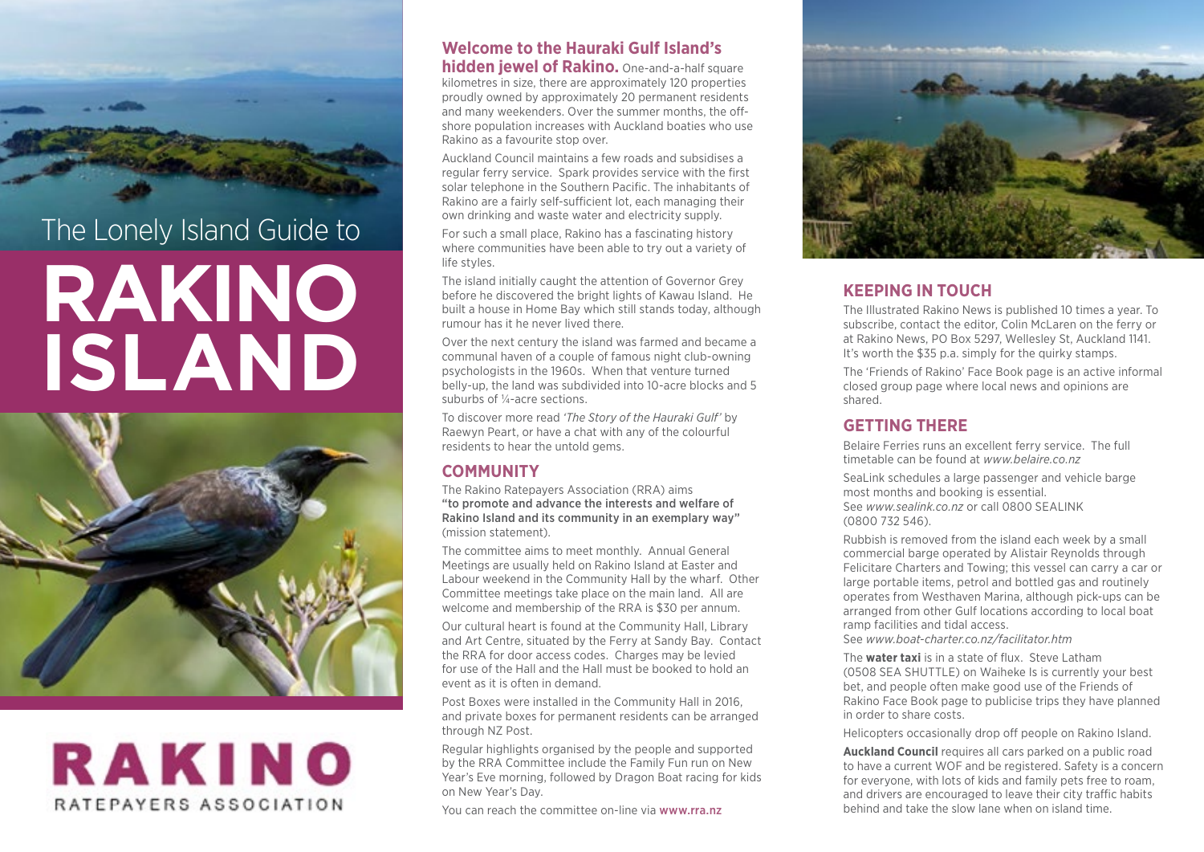# The Lonely Island Guide to RAKINO ISLAND

RAKINO
RATEPAYERS ASSOCIATION

**Welcome to the Hauraki Gulf Island's hidden jewel of Rakino.** One-and-a-half square kilometres in size, there are approximately 120 properties proudly owned by approximately 20 permanent residents and many weekenders. Over the summer months, the off-shore population increases with Auckland boaties who use Rakino as a favourite stop over.

Auckland Council maintains a few roads and subsidises a regular ferry service. Spark provides service with the first solar telephone in the Southern Pacific. The inhabitants of Rakino are a fairly self-sufficient lot, each managing their own drinking and waste water and electricity supply.

For such a small place, Rakino has a fascinating history where communities have been able to try out a variety of life styles.

The island initially caught the attention of Governor Grey before he discovered the bright lights of Kawau Island. He built a house in Home Bay which still stands today, although rumour has it he never lived there.

Over the next century the island was farmed and became a communal haven of a couple of famous night club-owning psychologists in the 1960s. When that venture turned belly-up, the land was subdivided into 10-acre blocks and 5 suburbs of ¼-acre sections.

To discover more read *'The Story of the Hauraki Gulf'* by Raewyn Peart, or have a chat with any of the colourful residents to hear the untold gems.

## COMMUNITY

The Rakino Ratepayers Association (RRA) aims **"to promote and advance the interests and welfare of Rakino Island and its community in an exemplary way"** (mission statement).

The committee aims to meet monthly. Annual General Meetings are usually held on Rakino Island at Easter and Labour weekend in the Community Hall by the wharf. Other Committee meetings take place on the main land. All are welcome and membership of the RRA is $30 per annum.

Our cultural heart is found at the Community Hall, Library and Art Centre, situated by the Ferry at Sandy Bay. Contact the RRA for door access codes. Charges may be levied for use of the Hall and the Hall must be booked to hold an event as it is often in demand.

Post Boxes were installed in the Community Hall in 2016, and private boxes for permanent residents can be arranged through NZ Post.

Regular highlights organised by the people and supported by the RRA Committee include the Family Fun run on New Year's Eve morning, followed by Dragon Boat racing for kids on New Year's Day.

You can reach the committee on-line via www.rra.nz

## KEEPING IN TOUCH

The Illustrated Rakino News is published 10 times a year. To subscribe, contact the editor, Colin McLaren on the ferry or at Rakino News, PO Box 5297, Wellesley St, Auckland 1141. It's worth the $35 p.a. simply for the quirky stamps.

The 'Friends of Rakino' Face Book page is an active informal closed group page where local news and opinions are shared.

## GETTING THERE

Belaire Ferries runs an excellent ferry service. The full timetable can be found at *www.belaire.co.nz*

SeaLink schedules a large passenger and vehicle barge most months and booking is essential.
See *www.sealink.co.nz* or call 0800 SEALINK (0800 732 546).

Rubbish is removed from the island each week by a small commercial barge operated by Alistair Reynolds through Felicitare Charters and Towing; this vessel can carry a car or large portable items, petrol and bottled gas and routinely operates from Westhaven Marina, although pick-ups can be arranged from other Gulf locations according to local boat ramp facilities and tidal access.
See *www.boat-charter.co.nz/facilitator.htm*

The **water taxi** is in a state of flux. Steve Latham (0508 SEA SHUTTLE) on Waiheke Is is currently your best bet, and people often make good use of the Friends of Rakino Face Book page to publicise trips they have planned in order to share costs.

Helicopters occasionally drop off people on Rakino Island.

**Auckland Council** requires all cars parked on a public road to have a current WOF and be registered. Safety is a concern for everyone, with lots of kids and family pets free to roam, and drivers are encouraged to leave their city traffic habits behind and take the slow lane when on island time.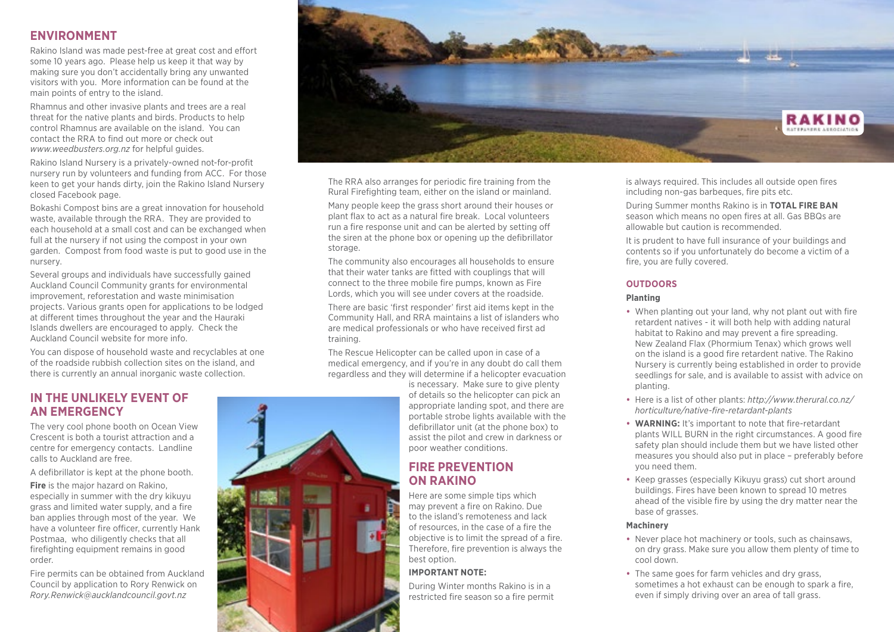## ENVIRONMENT

Rakino Island was made pest-free at great cost and effort some 10 years ago. Please help us keep it that way by making sure you don't accidentally bring any unwanted visitors with you. More information can be found at the main points of entry to the island.

Rhamnus and other invasive plants and trees are a real threat for the native plants and birds. Products to help control Rhamnus are available on the island. You can contact the RRA to find out more or check out *www.weedbusters.org.nz* for helpful guides.

Rakino Island Nursery is a privately-owned not-for-profit nursery run by volunteers and funding from ACC. For those keen to get your hands dirty, join the Rakino Island Nursery closed Facebook page.

Bokashi Compost bins are a great innovation for household waste, available through the RRA. They are provided to each household at a small cost and can be exchanged when full at the nursery if not using the compost in your own garden. Compost from food waste is put to good use in the nursery.

Several groups and individuals have successfully gained Auckland Council Community grants for environmental improvement, reforestation and waste minimisation projects. Various grants open for applications to be lodged at different times throughout the year and the Hauraki Islands dwellers are encouraged to apply. Check the Auckland Council website for more info.

You can dispose of household waste and recyclables at one of the roadside rubbish collection sites on the island, and there is currently an annual inorganic waste collection.

## IN THE UNLIKELY EVENT OF AN EMERGENCY

The very cool phone booth on Ocean View Crescent is both a tourist attraction and a centre for emergency contacts. Landline calls to Auckland are free.

A defibrillator is kept at the phone booth.

**Fire** is the major hazard on Rakino, especially in summer with the dry kikuyu grass and limited water supply, and a fire ban applies through most of the year. We have a volunteer fire officer, currently Hank Postmaa, who diligently checks that all firefighting equipment remains in good order.

Fire permits can be obtained from Auckland Council by application to Rory Renwick on *Rory.Renwick@aucklandcouncil.govt.nz*

The RRA also arranges for periodic fire training from the Rural Firefighting team, either on the island or mainland.

Many people keep the grass short around their houses or plant flax to act as a natural fire break. Local volunteers run a fire response unit and can be alerted by setting off the siren at the phone box or opening up the defibrillator storage.

The community also encourages all households to ensure that their water tanks are fitted with couplings that will connect to the three mobile fire pumps, known as Fire Lords, which you will see under covers at the roadside.

There are basic 'first responder' first aid items kept in the Community Hall, and RRA maintains a list of islanders who are medical professionals or who have received first ad training.

The Rescue Helicopter can be called upon in case of a medical emergency, and if you're in any doubt do call them regardless and they will determine if a helicopter evacuation is necessary. Make sure to give plenty of details so the helicopter can pick an appropriate landing spot, and there are portable strobe lights available with the defibrillator unit (at the phone box) to assist the pilot and crew in darkness or poor weather conditions.

## FIRE PREVENTION ON RAKINO

Here are some simple tips which may prevent a fire on Rakino. Due to the island's remoteness and lack of resources, in the case of a fire the objective is to limit the spread of a fire. Therefore, fire prevention is always the best option.

**IMPORTANT NOTE:**

During Winter months Rakino is in a restricted fire season so a fire permit is always required. This includes all outside open fires including non-gas barbeques, fire pits etc.

During Summer months Rakino is in **TOTAL FIRE BAN** season which means no open fires at all. Gas BBQs are allowable but caution is recommended.

It is prudent to have full insurance of your buildings and contents so if you unfortunately do become a victim of a fire, you are fully covered.

### OUTDOORS

#### Planting

- When planting out your land, why not plant out with fire retardent natives - it will both help with adding natural habitat to Rakino and may prevent a fire spreading. New Zealand Flax (Phormium Tenax) which grows well on the island is a good fire retardent native. The Rakino Nursery is currently being established in order to provide seedlings for sale, and is available to assist with advice on planting.
- Here is a list of other plants: *http://www.therural.co.nz/horticulture/native-fire-retardant-plants*
- **WARNING:** It's important to note that fire-retardant plants WILL BURN in the right circumstances. A good fire safety plan should include them but we have listed other measures you should also put in place – preferably before you need them.
- Keep grasses (especially Kikuyu grass) cut short around buildings. Fires have been known to spread 10 metres ahead of the visible fire by using the dry matter near the base of grasses.

#### Machinery

- Never place hot machinery or tools, such as chainsaws, on dry grass. Make sure you allow them plenty of time to cool down.
- The same goes for farm vehicles and dry grass, sometimes a hot exhaust can be enough to spark a fire, even if simply driving over an area of tall grass.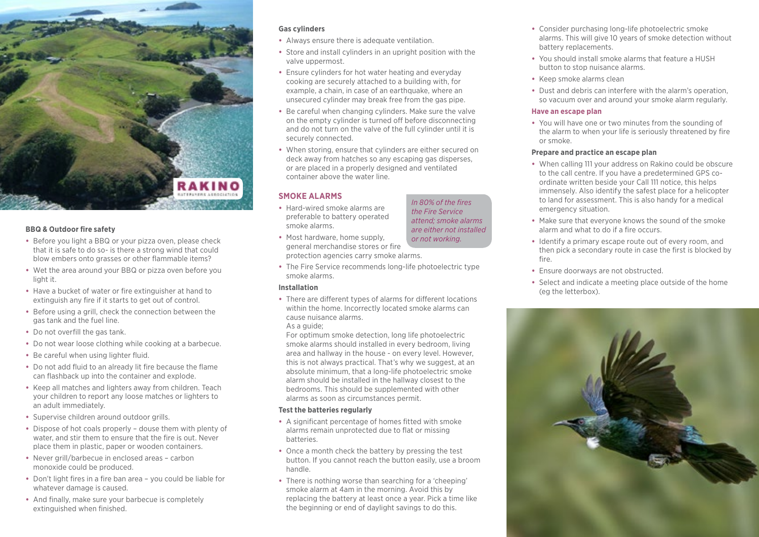## BBQ & Outdoor fire safety

- Before you light a BBQ or your pizza oven, please check that it is safe to do so- is there a strong wind that could blow embers onto grasses or other flammable items?
- Wet the area around your BBQ or pizza oven before you light it.
- Have a bucket of water or fire extinguisher at hand to extinguish any fire if it starts to get out of control.
- Before using a grill, check the connection between the gas tank and the fuel line.
- Do not overfill the gas tank.
- Do not wear loose clothing while cooking at a barbecue.
- Be careful when using lighter fluid.
- Do not add fluid to an already lit fire because the flame can flashback up into the container and explode.
- Keep all matches and lighters away from children. Teach your children to report any loose matches or lighters to an adult immediately.
- Supervise children around outdoor grills.
- Dispose of hot coals properly – douse them with plenty of water, and stir them to ensure that the fire is out. Never place them in plastic, paper or wooden containers.
- Never grill/barbecue in enclosed areas – carbon monoxide could be produced.
- Don't light fires in a fire ban area – you could be liable for whatever damage is caused.
- And finally, make sure your barbecue is completely extinguished when finished.

### Gas cylinders

- Always ensure there is adequate ventilation.
- Store and install cylinders in an upright position with the valve uppermost.
- Ensure cylinders for hot water heating and everyday cooking are securely attached to a building with, for example, a chain, in case of an earthquake, where an unsecured cylinder may break free from the gas pipe.
- Be careful when changing cylinders. Make sure the valve on the empty cylinder is turned off before disconnecting and do not turn on the valve of the full cylinder until it is securely connected.
- When storing, ensure that cylinders are either secured on deck away from hatches so any escaping gas disperses, or are placed in a properly designed and ventilated container above the water line.

## SMOKE ALARMS

*In 80% of the fires the Fire Service attend; smoke alarms are either not installed or not working.*

- Hard-wired smoke alarms are preferable to battery operated smoke alarms.
- Most hardware, home supply, general merchandise stores or fire protection agencies carry smoke alarms.
- The Fire Service recommends long-life photoelectric type smoke alarms.

### Installation

- There are different types of alarms for different locations within the home. Incorrectly located smoke alarms can cause nuisance alarms.
  As a guide;
  For optimum smoke detection, long life photoelectric smoke alarms should installed in every bedroom, living area and hallway in the house - on every level. However, this is not always practical. That's why we suggest, at an absolute minimum, that a long-life photoelectric smoke alarm should be installed in the hallway closest to the bedrooms. This should be supplemented with other alarms as soon as circumstances permit.

### Test the batteries regularly

- A significant percentage of homes fitted with smoke alarms remain unprotected due to flat or missing batteries.
- Once a month check the battery by pressing the test button. If you cannot reach the button easily, use a broom handle.
- There is nothing worse than searching for a 'cheeping' smoke alarm at 4am in the morning. Avoid this by replacing the battery at least once a year. Pick a time like the beginning or end of daylight savings to do this.
- Consider purchasing long-life photoelectric smoke alarms. This will give 10 years of smoke detection without battery replacements.
- You should install smoke alarms that feature a HUSH button to stop nuisance alarms.
- Keep smoke alarms clean
- Dust and debris can interfere with the alarm's operation, so vacuum over and around your smoke alarm regularly.

### Have an escape plan

- You will have one or two minutes from the sounding of the alarm to when your life is seriously threatened by fire or smoke.

### Prepare and practice an escape plan

- When calling 111 your address on Rakino could be obscure to the call centre. If you have a predetermined GPS co-ordinate written beside your Call 111 notice, this helps immensely. Also identify the safest place for a helicopter to land for assessment. This is also handy for a medical emergency situation.
- Make sure that everyone knows the sound of the smoke alarm and what to do if a fire occurs.
- Identify a primary escape route out of every room, and then pick a secondary route in case the first is blocked by fire.
- Ensure doorways are not obstructed.
- Select and indicate a meeting place outside of the home (eg the letterbox).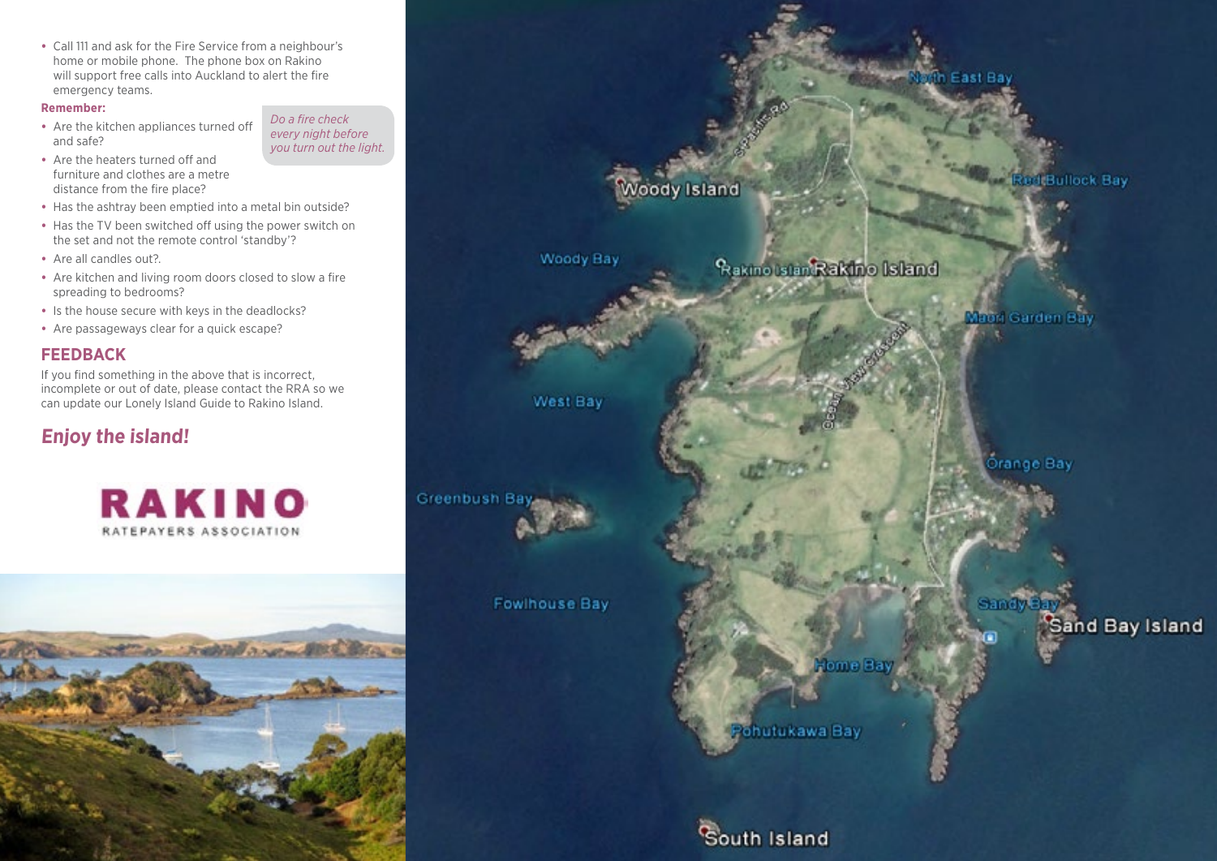- Call 111 and ask for the Fire Service from a neighbour's home or mobile phone. The phone box on Rakino will support free calls into Auckland to alert the fire emergency teams.

**Remember:**

*Do a fire check every night before you turn out the light.*

- Are the kitchen appliances turned off and safe?
- Are the heaters turned off and furniture and clothes are a metre distance from the fire place?
- Has the ashtray been emptied into a metal bin outside?
- Has the TV been switched off using the power switch on the set and not the remote control 'standby'?
- Are all candles out?.
- Are kitchen and living room doors closed to slow a fire spreading to bedrooms?
- Is the house secure with keys in the deadlocks?
- Are passageways clear for a quick escape?

## FEEDBACK

If you find something in the above that is incorrect, incomplete or out of date, please contact the RRA so we can update our Lonely Island Guide to Rakino Island.

## *Enjoy the island!*

RAKINO
RATEPAYERS ASSOCIATION

North East Bay
Spectacle Rd
Woody Island
Red Bullock Bay
Woody Bay
Rakino Island
Maori Garden Bay
Ocean View Crescent
West Bay
Orange Bay
Greenbush Bay
Fowlhouse Bay
Sandy Bay
Sand Bay Island
Home Bay
Pohutukawa Bay
South Island